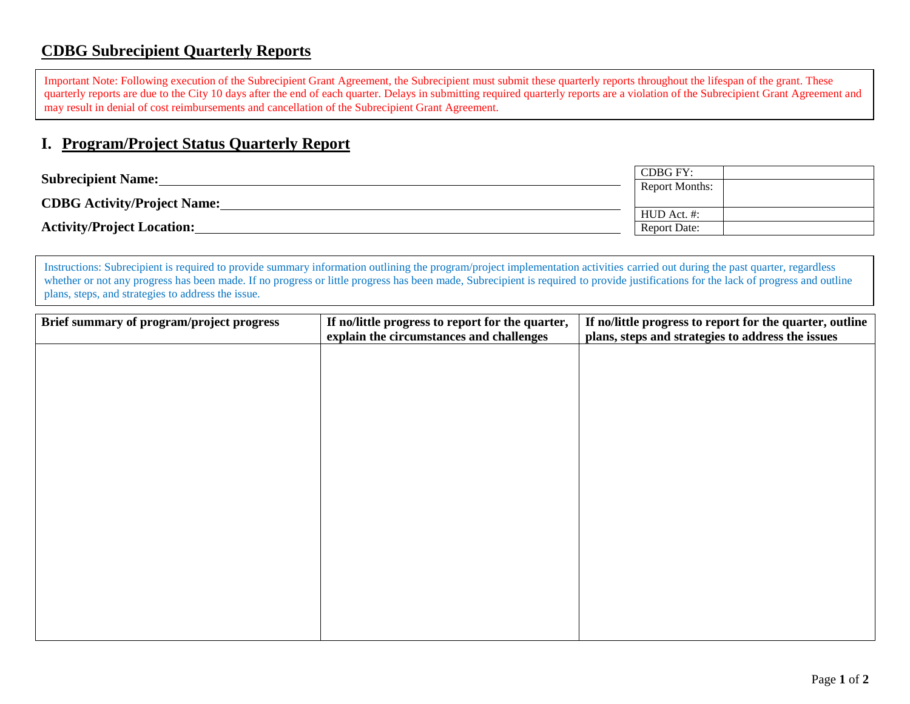# CDBG Subrecipient Quarterly Reports

Important Note: Following execution of the Subrecipient Grant Agreement, the Subrecipient must submit these quarterly reports throughout the lifespan of the grant. These quarterly reports are due to the City 10 days after the end of each quarter. Delays in submitting required quarterly reports are a violation of the Subrecipient Grant Agreement and may result in denial of cost reimbursements and cancellation of the Subrecipient Grant Agreement.

## I. Program/Project Status Quarterly Report

**Subrecipient Name:** ______________________________

**CDBG Activity/Project Name:** ______________________________

**Activity/Project Location:** ______________________________

| CDBG FY: | |
|---|---|
| Report Months: | |
| HUD Act. #: | |
| Report Date: | |

Instructions: Subrecipient is required to provide summary information outlining the program/project implementation activities carried out during the past quarter, regardless whether or not any progress has been made. If no progress or little progress has been made, Subrecipient is required to provide justifications for the lack of progress and outline plans, steps, and strategies to address the issue.

| Brief summary of program/project progress | If no/little progress to report for the quarter, explain the circumstances and challenges | If no/little progress to report for the quarter, outline plans, steps and strategies to address the issues |
|---|---|---|
| | | |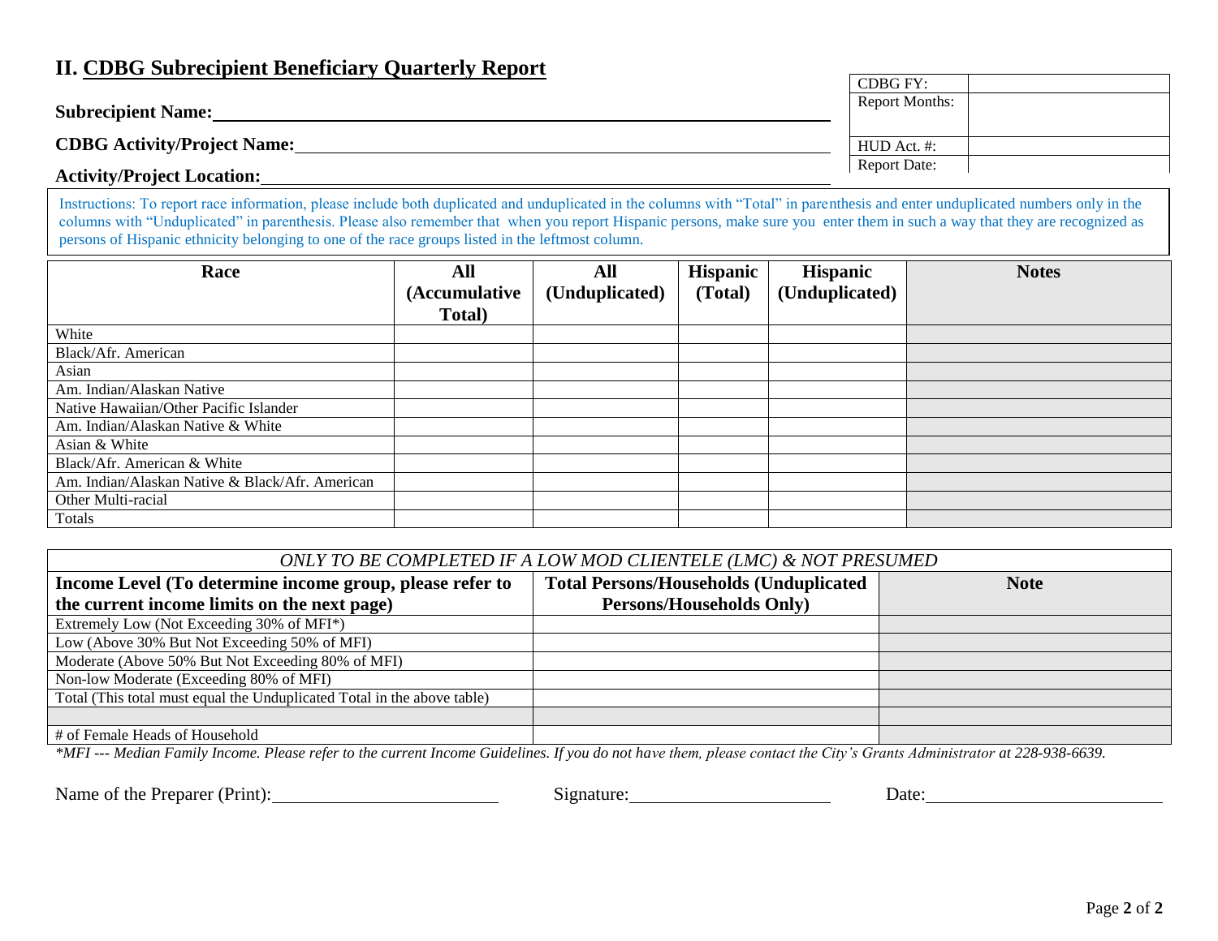## II. CDBG Subrecipient Beneficiary Quarterly Report

| | |
|---|---|
| CDBG FY: | |
| Report Months: | |
| HUD Act. #: | |
| Report Date: | |

**Subrecipient Name:** ______________________________

**CDBG Activity/Project Name:** ______________________________

**Activity/Project Location:** ______________________________

Instructions: To report race information, please include both duplicated and unduplicated in the columns with "Total" in parenthesis and enter unduplicated numbers only in the columns with "Unduplicated" in parenthesis. Please also remember that when you report Hispanic persons, make sure you enter them in such a way that they are recognized as persons of Hispanic ethnicity belonging to one of the race groups listed in the leftmost column.

| Race | All (Accumulative Total) | All (Unduplicated) | Hispanic (Total) | Hispanic (Unduplicated) | Notes |
|---|---|---|---|---|---|
| White | | | | | |
| Black/Afr. American | | | | | |
| Asian | | | | | |
| Am. Indian/Alaskan Native | | | | | |
| Native Hawaiian/Other Pacific Islander | | | | | |
| Am. Indian/Alaskan Native & White | | | | | |
| Asian & White | | | | | |
| Black/Afr. American & White | | | | | |
| Am. Indian/Alaskan Native & Black/Afr. American | | | | | |
| Other Multi-racial | | | | | |
| Totals | | | | | |

*ONLY TO BE COMPLETED IF A LOW MOD CLIENTELE (LMC) & NOT PRESUMED*

| Income Level (To determine income group, please refer to the current income limits on the next page) | Total Persons/Households (Unduplicated Persons/Households Only) | Note |
|---|---|---|
| Extremely Low (Not Exceeding 30% of MFI*) | | |
| Low (Above 30% But Not Exceeding 50% of MFI) | | |
| Moderate (Above 50% But Not Exceeding 80% of MFI) | | |
| Non-low Moderate (Exceeding 80% of MFI) | | |
| Total (This total must equal the Unduplicated Total in the above table) | | |
| | | |
| # of Female Heads of Household | | |

*\*MFI --- Median Family Income. Please refer to the current Income Guidelines. If you do not have them, please contact the City's Grants Administrator at 228-938-6639.*

Name of the Preparer (Print): ____________________ Signature: ____________________ Date: ____________________